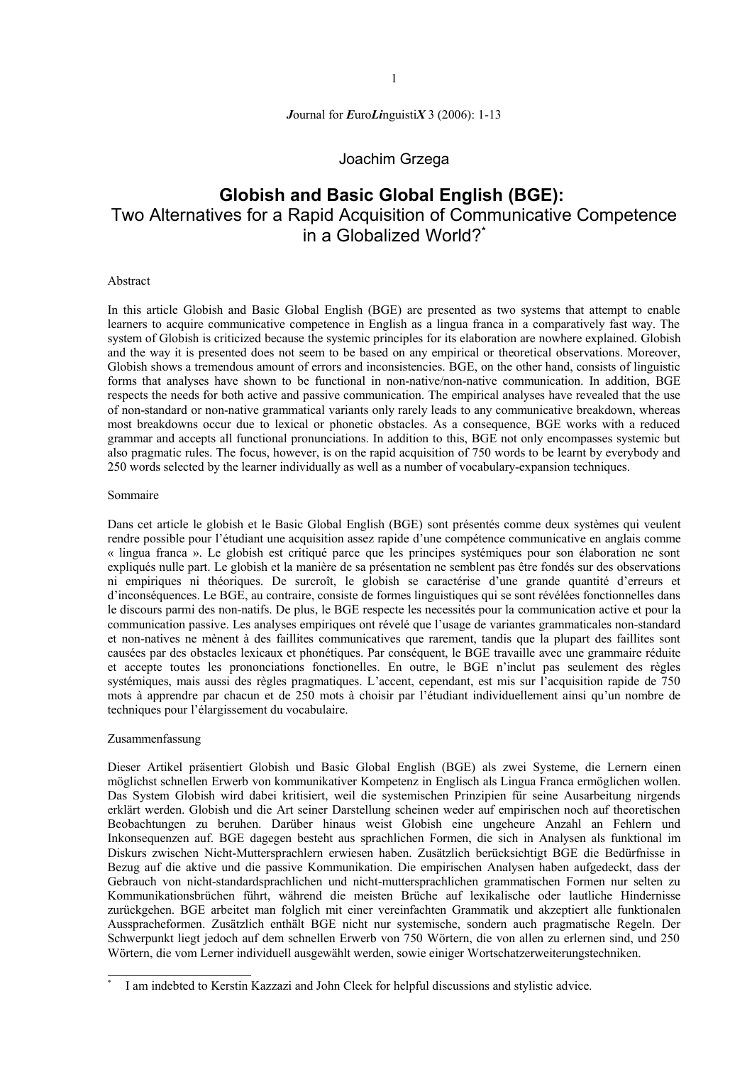Joachim Grzega

# Globish and Basic Global English (BGE):
## Two Alternatives for a Rapid Acquisition of Communicative Competence in a Globalized World?[*]

Abstract

In this article Globish and Basic Global English (BGE) are presented as two systems that attempt to enable learners to acquire communicative competence in English as a lingua franca in a comparatively fast way. The system of Globish is criticized because the systemic principles for its elaboration are nowhere explained. Globish and the way it is presented does not seem to be based on any empirical or theoretical observations. Moreover, Globish shows a tremendous amount of errors and inconsistencies. BGE, on the other hand, consists of linguistic forms that analyses have shown to be functional in non-native/non-native communication. In addition, BGE respects the needs for both active and passive communication. The empirical analyses have revealed that the use of non-standard or non-native grammatical variants only rarely leads to any communicative breakdown, whereas most breakdowns occur due to lexical or phonetic obstacles. As a consequence, BGE works with a reduced grammar and accepts all functional pronunciations. In addition to this, BGE not only encompasses systemic but also pragmatic rules. The focus, however, is on the rapid acquisition of 750 words to be learnt by everybody and 250 words selected by the learner individually as well as a number of vocabulary-expansion techniques.

Sommaire

Dans cet article le globish et le Basic Global English (BGE) sont présentés comme deux systèmes qui veulent rendre possible pour l'étudiant une acquisition assez rapide d'une compétence communicative en anglais comme « lingua franca ». Le globish est critiqué parce que les principes systémiques pour son élaboration ne sont expliqués nulle part. Le globish et la manière de sa présentation ne semblent pas être fondés sur des observations ni empiriques ni théoriques. De surcroît, le globish se caractérise d'une grande quantité d'erreurs et d'inconséquences. Le BGE, au contraire, consiste de formes linguistiques qui se sont révélées fonctionnelles dans le discours parmi des non-natifs. De plus, le BGE respecte les necessités pour la communication active et pour la communication passive. Les analyses empiriques ont révélé que l'usage de variantes grammaticales non-standard et non-natives ne mènent à des faillites communicatives que rarement, tandis que la plupart des faillites sont causées par des obstacles lexicaux et phonétiques. Par conséquent, le BGE travaille avec une grammaire réduite et accepte toutes les prononciations fonctionnelles. En outre, le BGE n'inclut pas seulement des règles systémiques, mais aussi des règles pragmatiques. L'accent, cependant, est mis sur l'acquisition rapide de 750 mots à apprendre par chacun et de 250 mots à choisir par l'étudiant individuellement ainsi qu'un nombre de techniques pour l'élargissement du vocabulaire.

Zusammenfassung

Dieser Artikel präsentiert Globish und Basic Global English (BGE) als zwei Systeme, die Lernern einen möglichst schnellen Erwerb von kommunikativer Kompetenz in Englisch als Lingua Franca ermöglichen wollen. Das System Globish wird dabei kritisiert, weil die systemischen Prinzipien für seine Ausarbeitung nirgends erklärt werden. Globish und die Art seiner Darstellung scheinen weder auf empirischen noch auf theoretischen Beobachtungen zu beruhen. Darüber hinaus weist Globish eine ungeheure Anzahl an Fehlern und Inkonsequenzen auf. BGE dagegen besteht aus sprachlichen Formen, die sich in Analysen als funktional im Diskurs zwischen Nicht-Muttersprachlern erwiesen haben. Zusätzlich berücksichtigt BGE die Bedürfnisse in Bezug auf die aktive und die passive Kommunikation. Die empirischen Analysen haben aufgedeckt, dass der Gebrauch von nicht-standardsprachlichen und nicht-muttersprachlichen grammatischen Formen nur selten zu Kommunikationsbrüchen führt, während die meisten Brüche auf lexikalische oder lautliche Hindernisse zurückgehen. BGE arbeitet man folglich mit einer vereinfachten Grammatik und akzeptiert alle funktionalen Ausspracheformen. Zusätzlich enthält BGE nicht nur systemische, sondern auch pragmatische Regeln. Der Schwerpunkt liegt jedoch auf dem schnellen Erwerb von 750 Wörtern, die von allen zu erlernen sind, und 250 Wörtern, die vom Lerner individuell ausgewählt werden, sowie einiger Wortschatzerweiterungstechniken.

---

[*] I am indebted to Kerstin Kazzazi and John Cleek for helpful discussions and stylistic advice.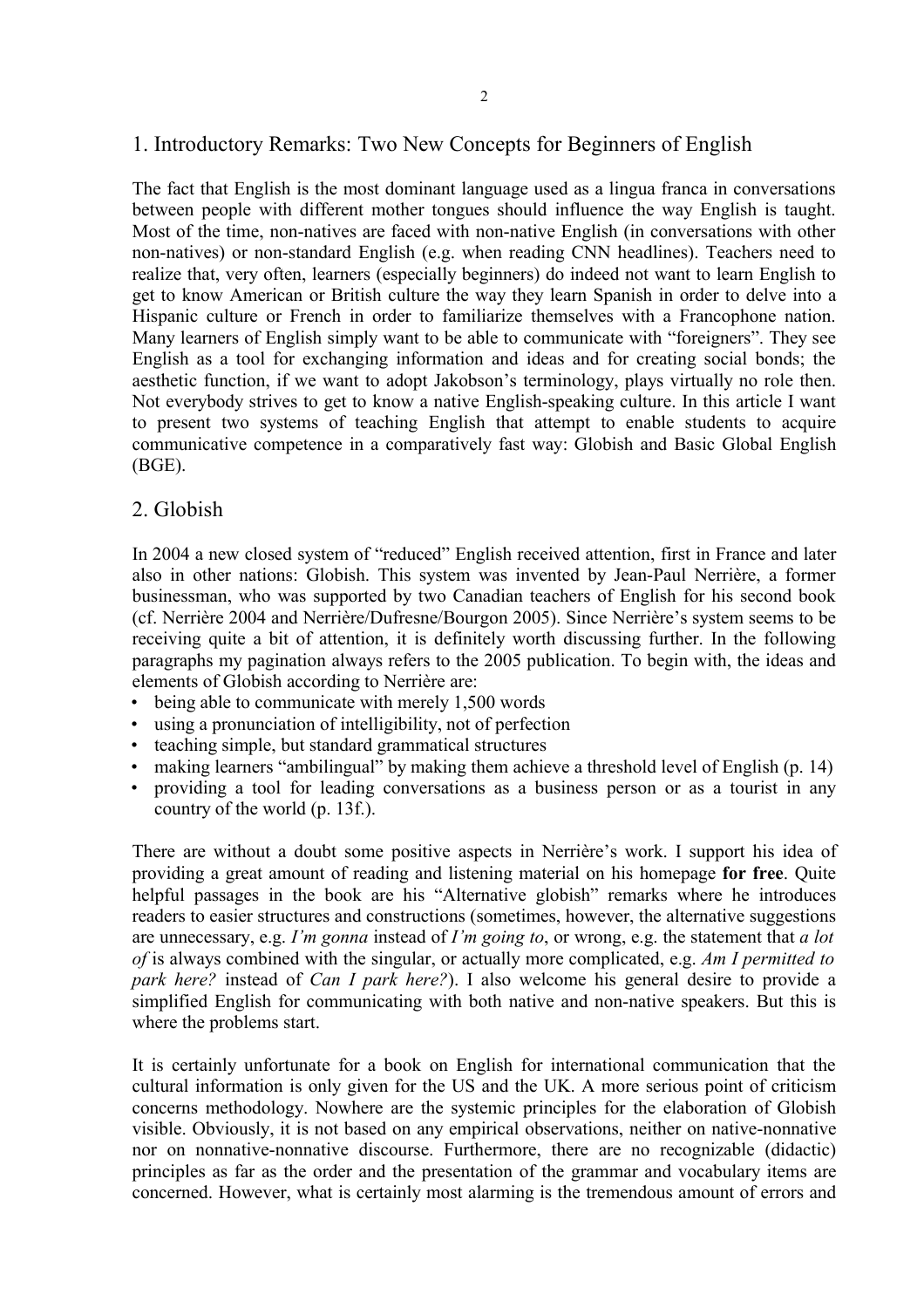## 1. Introductory Remarks: Two New Concepts for Beginners of English

The fact that English is the most dominant language used as a lingua franca in conversations between people with different mother tongues should influence the way English is taught. Most of the time, non-natives are faced with non-native English (in conversations with other non-natives) or non-standard English (e.g. when reading CNN headlines). Teachers need to realize that, very often, learners (especially beginners) do indeed not want to learn English to get to know American or British culture the way they learn Spanish in order to delve into a Hispanic culture or French in order to familiarize themselves with a Francophone nation. Many learners of English simply want to be able to communicate with "foreigners". They see English as a tool for exchanging information and ideas and for creating social bonds; the aesthetic function, if we want to adopt Jakobson's terminology, plays virtually no role then. Not everybody strives to get to know a native English-speaking culture. In this article I want to present two systems of teaching English that attempt to enable students to acquire communicative competence in a comparatively fast way: Globish and Basic Global English (BGE).

## 2. Globish

In 2004 a new closed system of "reduced" English received attention, first in France and later also in other nations: Globish. This system was invented by Jean-Paul Nerrière, a former businessman, who was supported by two Canadian teachers of English for his second book (cf. Nerrière 2004 and Nerrière/Dufresne/Bourgon 2005). Since Nerrière's system seems to be receiving quite a bit of attention, it is definitely worth discussing further. In the following paragraphs my pagination always refers to the 2005 publication. To begin with, the ideas and elements of Globish according to Nerrière are:

- being able to communicate with merely 1,500 words
- using a pronunciation of intelligibility, not of perfection
- teaching simple, but standard grammatical structures
- making learners "ambilingual" by making them achieve a threshold level of English (p. 14)
- providing a tool for leading conversations as a business person or as a tourist in any country of the world (p. 13f.).

There are without a doubt some positive aspects in Nerrière's work. I support his idea of providing a great amount of reading and listening material on his homepage **for free**. Quite helpful passages in the book are his "Alternative globish" remarks where he introduces readers to easier structures and constructions (sometimes, however, the alternative suggestions are unnecessary, e.g. *I'm gonna* instead of *I'm going to*, or wrong, e.g. the statement that *a lot of* is always combined with the singular, or actually more complicated, e.g. *Am I permitted to park here?* instead of *Can I park here?*). I also welcome his general desire to provide a simplified English for communicating with both native and non-native speakers. But this is where the problems start.

It is certainly unfortunate for a book on English for international communication that the cultural information is only given for the US and the UK. A more serious point of criticism concerns methodology. Nowhere are the systemic principles for the elaboration of Globish visible. Obviously, it is not based on any empirical observations, neither on native-nonnative nor on nonnative-nonnative discourse. Furthermore, there are no recognizable (didactic) principles as far as the order and the presentation of the grammar and vocabulary items are concerned. However, what is certainly most alarming is the tremendous amount of errors and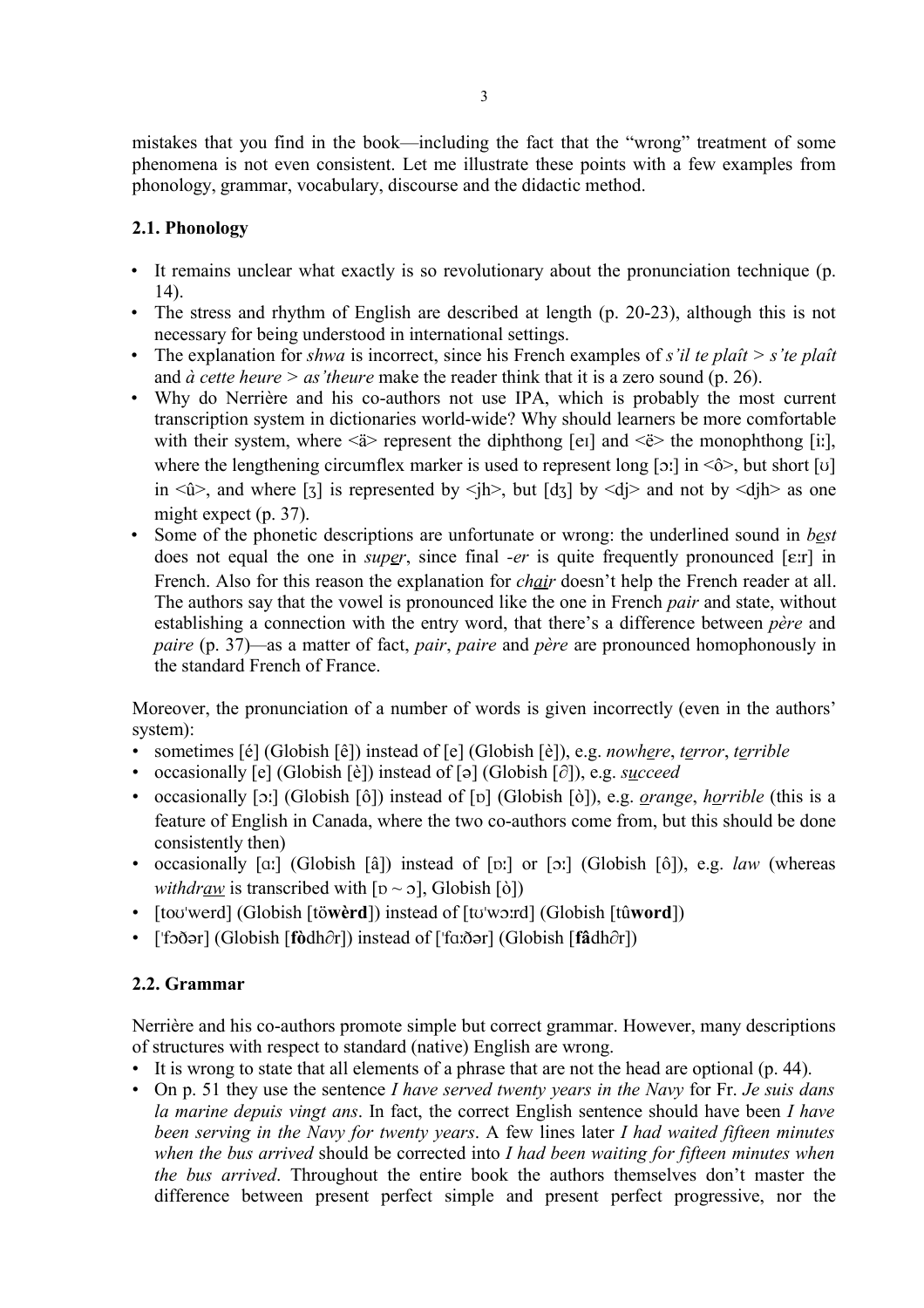mistakes that you find in the book—including the fact that the "wrong" treatment of some phenomena is not even consistent. Let me illustrate these points with a few examples from phonology, grammar, vocabulary, discourse and the didactic method.

### 2.1. Phonology

- It remains unclear what exactly is so revolutionary about the pronunciation technique (p. 14).
- The stress and rhythm of English are described at length (p. 20-23), although this is not necessary for being understood in international settings.
- The explanation for *shwa* is incorrect, since his French examples of *s'il te plaît* > *s'te plaît* and *à cette heure* > *as'theure* make the reader think that it is a zero sound (p. 26).
- Why do Nerrière and his co-authors not use IPA, which is probably the most current transcription system in dictionaries world-wide? Why should learners be more comfortable with their system, where <ä> represent the diphthong [eɪ] and <ë> the monophthong [iː], where the lengthening circumflex marker is used to represent long [ɔː] in <ô>, but short [ʊ] in <û>, and where [ʒ] is represented by <jh>, but [dʒ] by <dj> and not by <djh> as one might expect (p. 37).
- Some of the phonetic descriptions are unfortunate or wrong: the underlined sound in b<u>e</u>st does not equal the one in *sup<u>e</u>r*, since final *-er* is quite frequently pronounced [ɛːr] in French. Also for this reason the explanation for *ch<u>ai</u>r* doesn't help the French reader at all. The authors say that the vowel is pronounced like the one in French *pair* and state, without establishing a connection with the entry word, that there's a difference between *père* and *paire* (p. 37)—as a matter of fact, *pair*, *paire* and *père* are pronounced homophonously in the standard French of France.

Moreover, the pronunciation of a number of words is given incorrectly (even in the authors' system):

- sometimes [é] (Globish [ê]) instead of [e] (Globish [è]), e.g. *nowh<u>e</u>re*, *t<u>e</u>rror*, *t<u>e</u>rrible*
- occasionally [e] (Globish [è]) instead of [ə] (Globish [∂]), e.g. *s<u>u</u>cceed*
- occasionally [ɔː] (Globish [ô]) instead of [ɒ] (Globish [ò]), e.g. *<u>o</u>range*, *h<u>o</u>rrible* (this is a feature of English in Canada, where the two co-authors come from, but this should be done consistently then)
- occasionally [ɑː] (Globish [â]) instead of [ɒː] or [ɔː] (Globish [ô]), e.g. *law* (whereas *withdr<u>aw</u>* is transcribed with [ɒ ~ ɔ], Globish [ò])
- [toʊˈwerd] (Globish [tö**wèrd**]) instead of [tʊˈwɔːrd] (Globish [tû**word**])
- [ˈfɔðər] (Globish [**fò**dh∂r]) instead of [ˈfɑːðər] (Globish [**fâ**dh∂r])

### 2.2. Grammar

Nerrière and his co-authors promote simple but correct grammar. However, many descriptions of structures with respect to standard (native) English are wrong.

- It is wrong to state that all elements of a phrase that are not the head are optional (p. 44).
- On p. 51 they use the sentence *I have served twenty years in the Navy* for Fr. *Je suis dans la marine depuis vingt ans*. In fact, the correct English sentence should have been *I have been serving in the Navy for twenty years*. A few lines later *I had waited fifteen minutes when the bus arrived* should be corrected into *I had been waiting for fifteen minutes when the bus arrived*. Throughout the entire book the authors themselves don't master the difference between present perfect simple and present perfect progressive, nor the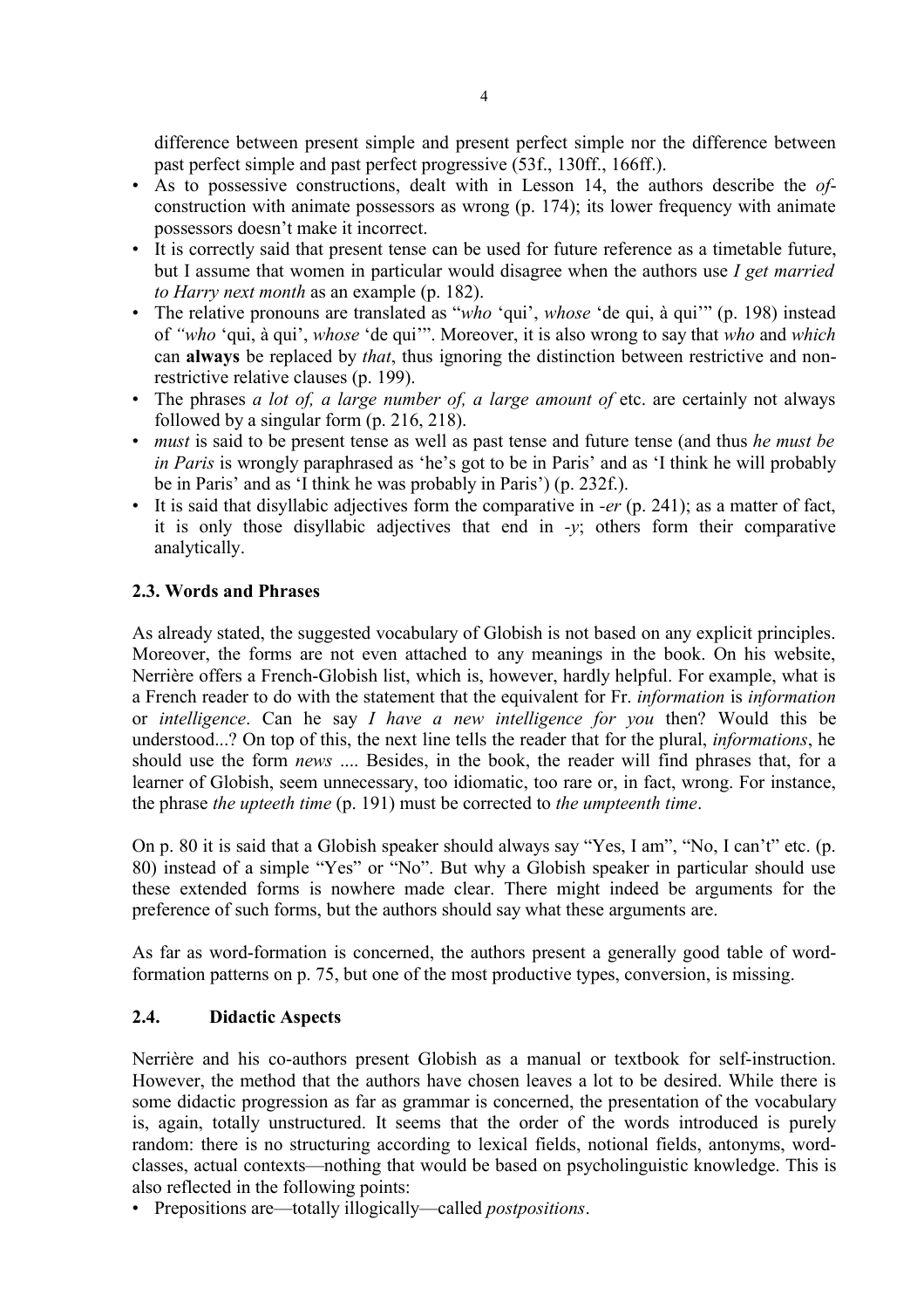difference between present simple and present perfect simple nor the difference between past perfect simple and past perfect progressive (53f., 130ff., 166ff.).

- As to possessive constructions, dealt with in Lesson 14, the authors describe the *of*-construction with animate possessors as wrong (p. 174); its lower frequency with animate possessors doesn't make it incorrect.
- It is correctly said that present tense can be used for future reference as a timetable future, but I assume that women in particular would disagree when the authors use *I get married to Harry next month* as an example (p. 182).
- The relative pronouns are translated as "*who* 'qui', *whose* 'de qui, à qui'" (p. 198) instead of *"who* 'qui, à qui', *whose* 'de qui'". Moreover, it is also wrong to say that *who* and *which* can **always** be replaced by *that*, thus ignoring the distinction between restrictive and non-restrictive relative clauses (p. 199).
- The phrases *a lot of, a large number of, a large amount of* etc. are certainly not always followed by a singular form (p. 216, 218).
- *must* is said to be present tense as well as past tense and future tense (and thus *he must be in Paris* is wrongly paraphrased as 'he's got to be in Paris' and as 'I think he will probably be in Paris' and as 'I think he was probably in Paris') (p. 232f.).
- It is said that disyllabic adjectives form the comparative in *-er* (p. 241); as a matter of fact, it is only those disyllabic adjectives that end in *-y*; others form their comparative analytically.

### 2.3. Words and Phrases

As already stated, the suggested vocabulary of Globish is not based on any explicit principles. Moreover, the forms are not even attached to any meanings in the book. On his website, Nerrière offers a French-Globish list, which is, however, hardly helpful. For example, what is a French reader to do with the statement that the equivalent for Fr. *information* is *information* or *intelligence*. Can he say *I have a new intelligence for you* then? Would this be understood...? On top of this, the next line tells the reader that for the plural, *informations*, he should use the form *news* .... Besides, in the book, the reader will find phrases that, for a learner of Globish, seem unnecessary, too idiomatic, too rare or, in fact, wrong. For instance, the phrase *the upteeth time* (p. 191) must be corrected to *the umpteenth time*.

On p. 80 it is said that a Globish speaker should always say "Yes, I am", "No, I can't" etc. (p. 80) instead of a simple "Yes" or "No". But why a Globish speaker in particular should use these extended forms is nowhere made clear. There might indeed be arguments for the preference of such forms, but the authors should say what these arguments are.

As far as word-formation is concerned, the authors present a generally good table of word-formation patterns on p. 75, but one of the most productive types, conversion, is missing.

### 2.4. Didactic Aspects

Nerrière and his co-authors present Globish as a manual or textbook for self-instruction. However, the method that the authors have chosen leaves a lot to be desired. While there is some didactic progression as far as grammar is concerned, the presentation of the vocabulary is, again, totally unstructured. It seems that the order of the words introduced is purely random: there is no structuring according to lexical fields, notional fields, antonyms, word-classes, actual contexts—nothing that would be based on psycholinguistic knowledge. This is also reflected in the following points:

- Prepositions are—totally illogically—called *postpositions*.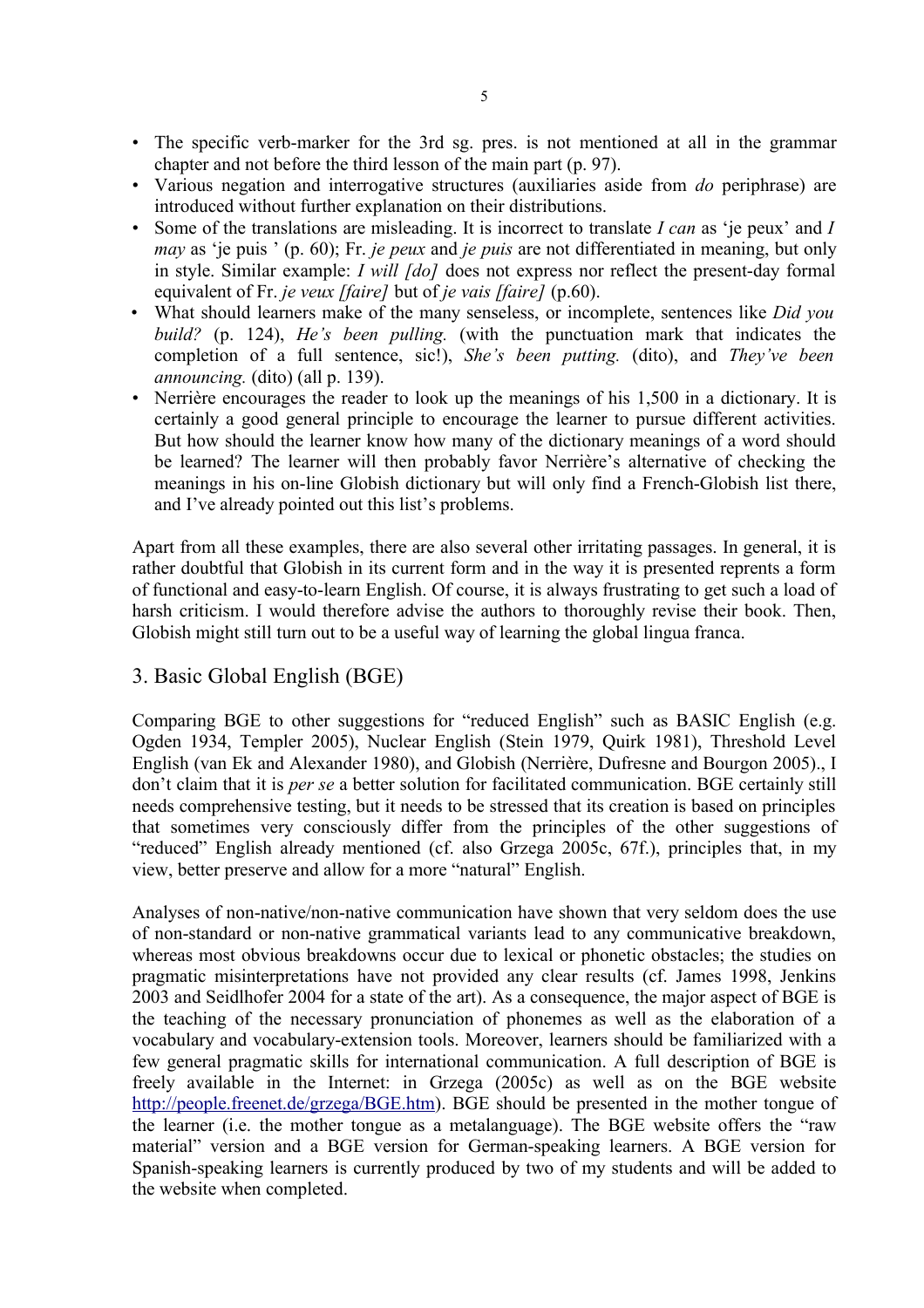- The specific verb-marker for the 3rd sg. pres. is not mentioned at all in the grammar chapter and not before the third lesson of the main part (p. 97).
- Various negation and interrogative structures (auxiliaries aside from *do* periphrase) are introduced without further explanation on their distributions.
- Some of the translations are misleading. It is incorrect to translate *I can* as 'je peux' and *I may* as 'je puis ' (p. 60); Fr. *je peux* and *je puis* are not differentiated in meaning, but only in style. Similar example: *I will [do]* does not express nor reflect the present-day formal equivalent of Fr. *je veux [faire]* but of *je vais [faire]* (p.60).
- What should learners make of the many senseless, or incomplete, sentences like *Did you build?* (p. 124), *He's been pulling.* (with the punctuation mark that indicates the completion of a full sentence, sic!), *She's been putting.* (dito), and *They've been announcing.* (dito) (all p. 139).
- Nerrière encourages the reader to look up the meanings of his 1,500 in a dictionary. It is certainly a good general principle to encourage the learner to pursue different activities. But how should the learner know how many of the dictionary meanings of a word should be learned? The learner will then probably favor Nerrière's alternative of checking the meanings in his on-line Globish dictionary but will only find a French-Globish list there, and I've already pointed out this list's problems.

Apart from all these examples, there are also several other irritating passages. In general, it is rather doubtful that Globish in its current form and in the way it is presented reprents a form of functional and easy-to-learn English. Of course, it is always frustrating to get such a load of harsh criticism. I would therefore advise the authors to thoroughly revise their book. Then, Globish might still turn out to be a useful way of learning the global lingua franca.

## 3. Basic Global English (BGE)

Comparing BGE to other suggestions for "reduced English" such as BASIC English (e.g. Ogden 1934, Templer 2005), Nuclear English (Stein 1979, Quirk 1981), Threshold Level English (van Ek and Alexander 1980), and Globish (Nerrière, Dufresne and Bourgon 2005)., I don't claim that it is *per se* a better solution for facilitated communication. BGE certainly still needs comprehensive testing, but it needs to be stressed that its creation is based on principles that sometimes very consciously differ from the principles of the other suggestions of "reduced" English already mentioned (cf. also Grzega 2005c, 67f.), principles that, in my view, better preserve and allow for a more "natural" English.

Analyses of non-native/non-native communication have shown that very seldom does the use of non-standard or non-native grammatical variants lead to any communicative breakdown, whereas most obvious breakdowns occur due to lexical or phonetic obstacles; the studies on pragmatic misinterpretations have not provided any clear results (cf. James 1998, Jenkins 2003 and Seidlhofer 2004 for a state of the art). As a consequence, the major aspect of BGE is the teaching of the necessary pronunciation of phonemes as well as the elaboration of a vocabulary and vocabulary-extension tools. Moreover, learners should be familiarized with a few general pragmatic skills for international communication. A full description of BGE is freely available in the Internet: in Grzega (2005c) as well as on the BGE website http://people.freenet.de/grzega/BGE.htm). BGE should be presented in the mother tongue of the learner (i.e. the mother tongue as a metalanguage). The BGE website offers the "raw material" version and a BGE version for German-speaking learners. A BGE version for Spanish-speaking learners is currently produced by two of my students and will be added to the website when completed.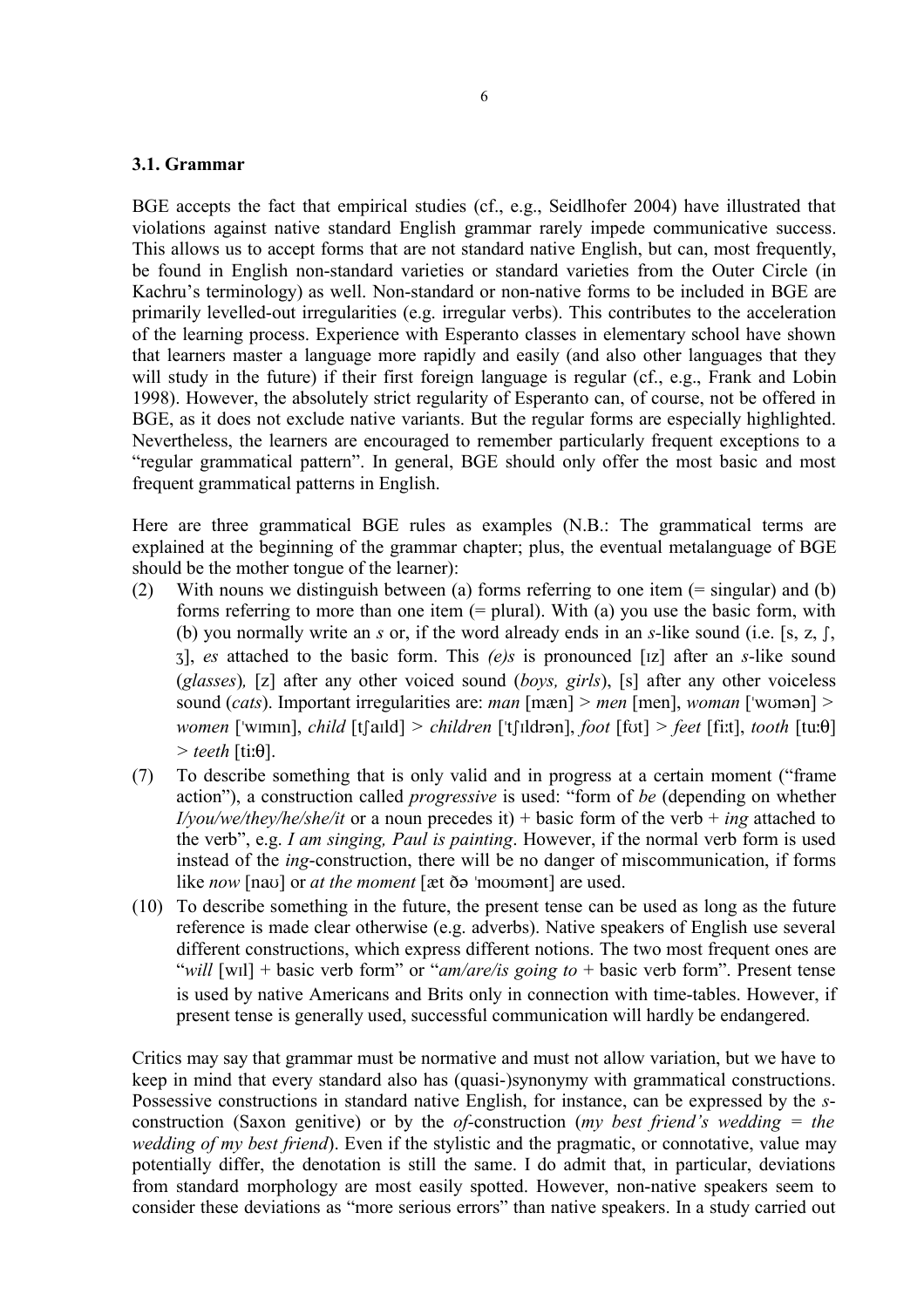### 3.1. Grammar

BGE accepts the fact that empirical studies (cf., e.g., Seidlhofer 2004) have illustrated that violations against native standard English grammar rarely impede communicative success. This allows us to accept forms that are not standard native English, but can, most frequently, be found in English non-standard varieties or standard varieties from the Outer Circle (in Kachru's terminology) as well. Non-standard or non-native forms to be included in BGE are primarily levelled-out irregularities (e.g. irregular verbs). This contributes to the acceleration of the learning process. Experience with Esperanto classes in elementary school have shown that learners master a language more rapidly and easily (and also other languages that they will study in the future) if their first foreign language is regular (cf., e.g., Frank and Lobin 1998). However, the absolutely strict regularity of Esperanto can, of course, not be offered in BGE, as it does not exclude native variants. But the regular forms are especially highlighted. Nevertheless, the learners are encouraged to remember particularly frequent exceptions to a "regular grammatical pattern". In general, BGE should only offer the most basic and most frequent grammatical patterns in English.

Here are three grammatical BGE rules as examples (N.B.: The grammatical terms are explained at the beginning of the grammar chapter; plus, the eventual metalanguage of BGE should be the mother tongue of the learner):

(2) With nouns we distinguish between (a) forms referring to one item (= singular) and (b) forms referring to more than one item (= plural). With (a) you use the basic form, with (b) you normally write an *s* or, if the word already ends in an *s*-like sound (i.e. [s, z, ʃ, ʒ], *es* attached to the basic form. This *(e)s* is pronounced [ɪz] after an *s*-like sound (*glasses*), [z] after any other voiced sound (*boys, girls*), [s] after any other voiceless sound (*cats*). Important irregularities are: *man* [mæn] > *men* [men], *woman* [ˈwʊmən] > *women* [ˈwɪmɪn], *child* [tʃaɪld] > *children* [ˈtʃɪldrən], *foot* [fʊt] > *feet* [fiːt], *tooth* [tuːθ] > *teeth* [tiːθ].

(7) To describe something that is only valid and in progress at a certain moment ("frame action"), a construction called *progressive* is used: "form of *be* (depending on whether *I/you/we/they/he/she/it* or a noun precedes it) + basic form of the verb + *ing* attached to the verb", e.g. *I am singing, Paul is painting*. However, if the normal verb form is used instead of the *ing*-construction, there will be no danger of miscommunication, if forms like *now* [naʊ] or *at the moment* [æt ðə ˈmoʊmənt] are used.

(10) To describe something in the future, the present tense can be used as long as the future reference is made clear otherwise (e.g. adverbs). Native speakers of English use several different constructions, which express different notions. The two most frequent ones are "*will* [wɪl] + basic verb form" or "*am/are/is going to* + basic verb form". Present tense is used by native Americans and Brits only in connection with time-tables. However, if present tense is generally used, successful communication will hardly be endangered.

Critics may say that grammar must be normative and must not allow variation, but we have to keep in mind that every standard also has (quasi-)synonymy with grammatical constructions. Possessive constructions in standard native English, for instance, can be expressed by the *s*-construction (Saxon genitive) or by the *of*-construction (*my best friend's wedding = the wedding of my best friend*). Even if the stylistic and the pragmatic, or connotative, value may potentially differ, the denotation is still the same. I do admit that, in particular, deviations from standard morphology are most easily spotted. However, non-native speakers seem to consider these deviations as "more serious errors" than native speakers. In a study carried out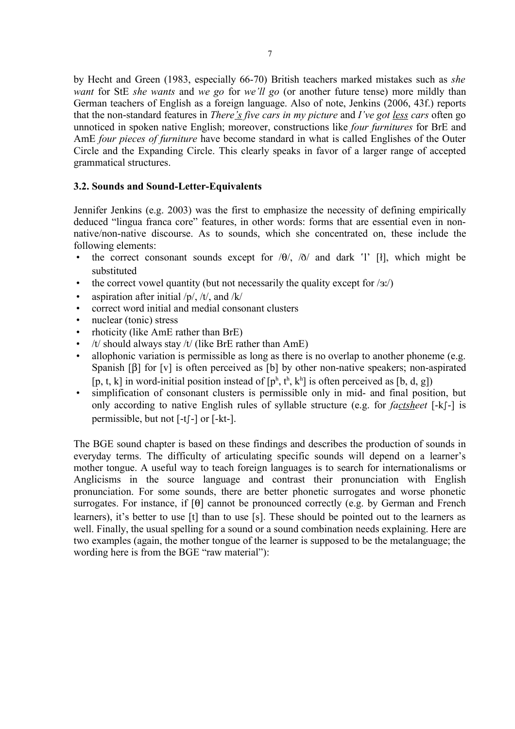by Hecht and Green (1983, especially 66-70) British teachers marked mistakes such as *she want* for StE *she wants* and *we go* for *we'll go* (or another future tense) more mildly than German teachers of English as a foreign language. Also of note, Jenkins (2006, 43f.) reports that the non-standard features in *There's five cars in my picture* and *I've got less cars* often go unnoticed in spoken native English; moreover, constructions like *four furnitures* for BrE and AmE *four pieces of furniture* have become standard in what is called Englishes of the Outer Circle and the Expanding Circle. This clearly speaks in favor of a larger range of accepted grammatical structures.

### 3.2. Sounds and Sound-Letter-Equivalents

Jennifer Jenkins (e.g. 2003) was the first to emphasize the necessity of defining empirically deduced "lingua franca core" features, in other words: forms that are essential even in non-native/non-native discourse. As to sounds, which she concentrated on, these include the following elements:

- the correct consonant sounds except for /θ/, /ð/ and dark 'l' [ɫ], which might be substituted
- the correct vowel quantity (but not necessarily the quality except for /ɜː/)
- aspiration after initial /p/, /t/, and /k/
- correct word initial and medial consonant clusters
- nuclear (tonic) stress
- rhoticity (like AmE rather than BrE)
- /t/ should always stay /t/ (like BrE rather than AmE)
- allophonic variation is permissible as long as there is no overlap to another phoneme (e.g. Spanish [β] for [v] is often perceived as [b] by other non-native speakers; non-aspirated [p, t, k] in word-initial position instead of [pʰ, tʰ, kʰ] is often perceived as [b, d, g])
- simplification of consonant clusters is permissible only in mid- and final position, but only according to native English rules of syllable structure (e.g. for *factsheet* [-kʃ-] is permissible, but not [-tʃ-] or [-kt-].

The BGE sound chapter is based on these findings and describes the production of sounds in everyday terms. The difficulty of articulating specific sounds will depend on a learner's mother tongue. A useful way to teach foreign languages is to search for internationalisms or Anglicisms in the source language and contrast their pronunciation with English pronunciation. For some sounds, there are better phonetic surrogates and worse phonetic surrogates. For instance, if [θ] cannot be pronounced correctly (e.g. by German and French learners), it's better to use [t] than to use [s]. These should be pointed out to the learners as well. Finally, the usual spelling for a sound or a sound combination needs explaining. Here are two examples (again, the mother tongue of the learner is supposed to be the metalanguage; the wording here is from the BGE "raw material"):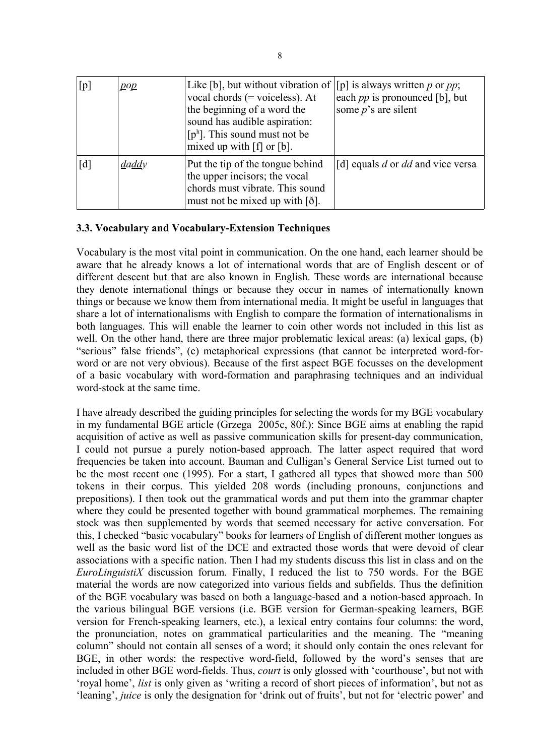| [p] | pop | Like [b], but without vibration of vocal chords (= voiceless). At the beginning of a word the sound has audible aspiration: [p$^{h}$]. This sound must not be mixed up with [f] or [b]. | [p] is always written *p* or *pp*; each *pp* is pronounced [b], but some *p*'s are silent |
|---|---|---|---|
| [d] | daddy | Put the tip of the tongue behind the upper incisors; the vocal chords must vibrate. This sound must not be mixed up with [ð]. | [d] equals *d* or *dd* and vice versa |

### 3.3. Vocabulary and Vocabulary-Extension Techniques

Vocabulary is the most vital point in communication. On the one hand, each learner should be aware that he already knows a lot of international words that are of English descent or of different descent but that are also known in English. These words are international because they denote international things or because they occur in names of internationally known things or because we know them from international media. It might be useful in languages that share a lot of internationalisms with English to compare the formation of internationalisms in both languages. This will enable the learner to coin other words not included in this list as well. On the other hand, there are three major problematic lexical areas: (a) lexical gaps, (b) "serious" false friends", (c) metaphorical expressions (that cannot be interpreted word-for-word or are not very obvious). Because of the first aspect BGE focusses on the development of a basic vocabulary with word-formation and paraphrasing techniques and an individual word-stock at the same time.

I have already described the guiding principles for selecting the words for my BGE vocabulary in my fundamental BGE article (Grzega 2005c, 80f.): Since BGE aims at enabling the rapid acquisition of active as well as passive communication skills for present-day communication, I could not pursue a purely notion-based approach. The latter aspect required that word frequencies be taken into account. Bauman and Culligan's General Service List turned out to be the most recent one (1995). For a start, I gathered all types that showed more than 500 tokens in their corpus. This yielded 208 words (including pronouns, conjunctions and prepositions). I then took out the grammatical words and put them into the grammar chapter where they could be presented together with bound grammatical morphemes. The remaining stock was then supplemented by words that seemed necessary for active conversation. For this, I checked "basic vocabulary" books for learners of English of different mother tongues as well as the basic word list of the DCE and extracted those words that were devoid of clear associations with a specific nation. Then I had my students discuss this list in class and on the *EuroLinguistiX* discussion forum. Finally, I reduced the list to 750 words. For the BGE material the words are now categorized into various fields and subfields. Thus the definition of the BGE vocabulary was based on both a language-based and a notion-based approach. In the various bilingual BGE versions (i.e. BGE version for German-speaking learners, BGE version for French-speaking learners, etc.), a lexical entry contains four columns: the word, the pronunciation, notes on grammatical particularities and the meaning. The "meaning column" should not contain all senses of a word; it should only contain the ones relevant for BGE, in other words: the respective word-field, followed by the word's senses that are included in other BGE word-fields. Thus, *court* is only glossed with 'courthouse', but not with 'royal home', *list* is only given as 'writing a record of short pieces of information', but not as 'leaning', *juice* is only the designation for 'drink out of fruits', but not for 'electric power' and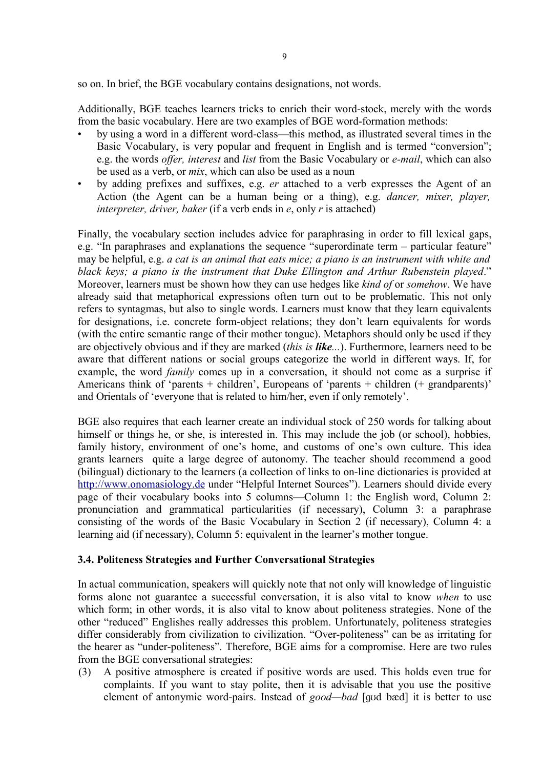so on. In brief, the BGE vocabulary contains designations, not words.

Additionally, BGE teaches learners tricks to enrich their word-stock, merely with the words from the basic vocabulary. Here are two examples of BGE word-formation methods:

- by using a word in a different word-class—this method, as illustrated several times in the Basic Vocabulary, is very popular and frequent in English and is termed "conversion"; e.g. the words *offer, interest* and *list* from the Basic Vocabulary or *e-mail*, which can also be used as a verb, or *mix*, which can also be used as a noun
- by adding prefixes and suffixes, e.g. *er* attached to a verb expresses the Agent of an Action (the Agent can be a human being or a thing), e.g. *dancer, mixer, player, interpreter, driver, baker* (if a verb ends in *e*, only *r* is attached)

Finally, the vocabulary section includes advice for paraphrasing in order to fill lexical gaps, e.g. "In paraphrases and explanations the sequence "superordinate term – particular feature" may be helpful, e.g. *a cat is an animal that eats mice; a piano is an instrument with white and black keys; a piano is the instrument that Duke Ellington and Arthur Rubenstein played*." Moreover, learners must be shown how they can use hedges like *kind of* or *somehow*. We have already said that metaphorical expressions often turn out to be problematic. This not only refers to syntagmas, but also to single words. Learners must know that they learn equivalents for designations, i.e. concrete form-object relations; they don't learn equivalents for words (with the entire semantic range of their mother tongue). Metaphors should only be used if they are objectively obvious and if they are marked (*this is **like**...*). Furthermore, learners need to be aware that different nations or social groups categorize the world in different ways. If, for example, the word *family* comes up in a conversation, it should not come as a surprise if Americans think of 'parents + children', Europeans of 'parents + children (+ grandparents)' and Orientals of 'everyone that is related to him/her, even if only remotely'.

BGE also requires that each learner create an individual stock of 250 words for talking about himself or things he, or she, is interested in. This may include the job (or school), hobbies, family history, environment of one's home, and customs of one's own culture. This idea grants learners quite a large degree of autonomy. The teacher should recommend a good (bilingual) dictionary to the learners (a collection of links to on-line dictionaries is provided at http://www.onomasiology.de under "Helpful Internet Sources"). Learners should divide every page of their vocabulary books into 5 columns—Column 1: the English word, Column 2: pronunciation and grammatical particularities (if necessary), Column 3: a paraphrase consisting of the words of the Basic Vocabulary in Section 2 (if necessary), Column 4: a learning aid (if necessary), Column 5: equivalent in the learner's mother tongue.

### 3.4. Politeness Strategies and Further Conversational Strategies

In actual communication, speakers will quickly note that not only will knowledge of linguistic forms alone not guarantee a successful conversation, it is also vital to know *when* to use which form; in other words, it is also vital to know about politeness strategies. None of the other "reduced" Englishes really addresses this problem. Unfortunately, politeness strategies differ considerably from civilization to civilization. "Over-politeness" can be as irritating for the hearer as "under-politeness". Therefore, BGE aims for a compromise. Here are two rules from the BGE conversational strategies:

(3) A positive atmosphere is created if positive words are used. This holds even true for complaints. If you want to stay polite, then it is advisable that you use the positive element of antonymic word-pairs. Instead of *good*—*bad* [gʊd bæd] it is better to use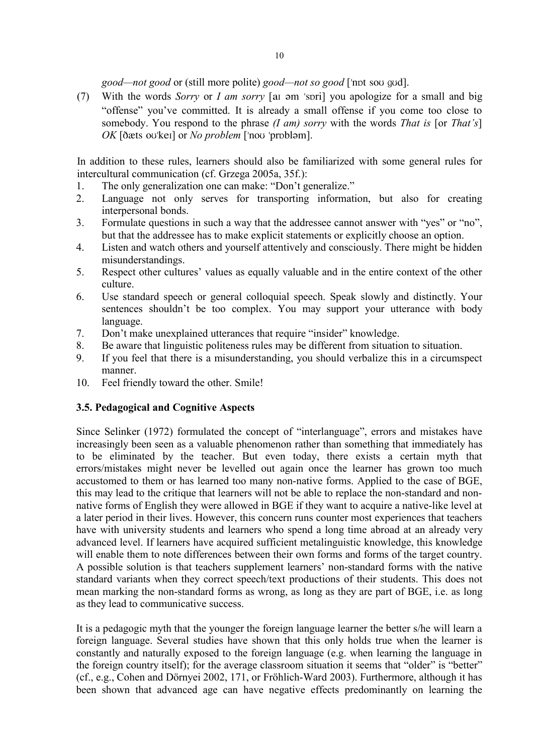*good—not good* or (still more polite) *good—not so good* [ˈnɒt soʊ gʊd].

(7) With the words *Sorry* or *I am sorry* [aɪ əm ˈsɒri] you apologize for a small and big "offense" you've committed. It is already a small offense if you come too close to somebody. You respond to the phrase *(I am) sorry* with the words *That is* [or *That's*] *OK* [ðæts oʊˈkeɪ] or *No problem* [ˈnoʊ ˈprɒbləm].

In addition to these rules, learners should also be familiarized with some general rules for intercultural communication (cf. Grzega 2005a, 35f.):

1. The only generalization one can make: "Don't generalize."
2. Language not only serves for transporting information, but also for creating interpersonal bonds.
3. Formulate questions in such a way that the addressee cannot answer with "yes" or "no", but that the addressee has to make explicit statements or explicitly choose an option.
4. Listen and watch others and yourself attentively and consciously. There might be hidden misunderstandings.
5. Respect other cultures' values as equally valuable and in the entire context of the other culture.
6. Use standard speech or general colloquial speech. Speak slowly and distinctly. Your sentences shouldn't be too complex. You may support your utterance with body language.
7. Don't make unexplained utterances that require "insider" knowledge.
8. Be aware that linguistic politeness rules may be different from situation to situation.
9. If you feel that there is a misunderstanding, you should verbalize this in a circumspect manner.
10. Feel friendly toward the other. Smile!

### 3.5. Pedagogical and Cognitive Aspects

Since Selinker (1972) formulated the concept of "interlanguage", errors and mistakes have increasingly been seen as a valuable phenomenon rather than something that immediately has to be eliminated by the teacher. But even today, there exists a certain myth that errors/mistakes might never be levelled out again once the learner has grown too much accustomed to them or has learned too many non-native forms. Applied to the case of BGE, this may lead to the critique that learners will not be able to replace the non-standard and non-native forms of English they were allowed in BGE if they want to acquire a native-like level at a later period in their lives. However, this concern runs counter most experiences that teachers have with university students and learners who spend a long time abroad at an already very advanced level. If learners have acquired sufficient metalinguistic knowledge, this knowledge will enable them to note differences between their own forms and forms of the target country. A possible solution is that teachers supplement learners' non-standard forms with the native standard variants when they correct speech/text productions of their students. This does not mean marking the non-standard forms as wrong, as long as they are part of BGE, i.e. as long as they lead to communicative success.

It is a pedagogic myth that the younger the foreign language learner the better s/he will learn a foreign language. Several studies have shown that this only holds true when the learner is constantly and naturally exposed to the foreign language (e.g. when learning the language in the foreign country itself); for the average classroom situation it seems that "older" is "better" (cf., e.g., Cohen and Dörnyei 2002, 171, or Fröhlich-Ward 2003). Furthermore, although it has been shown that advanced age can have negative effects predominantly on learning the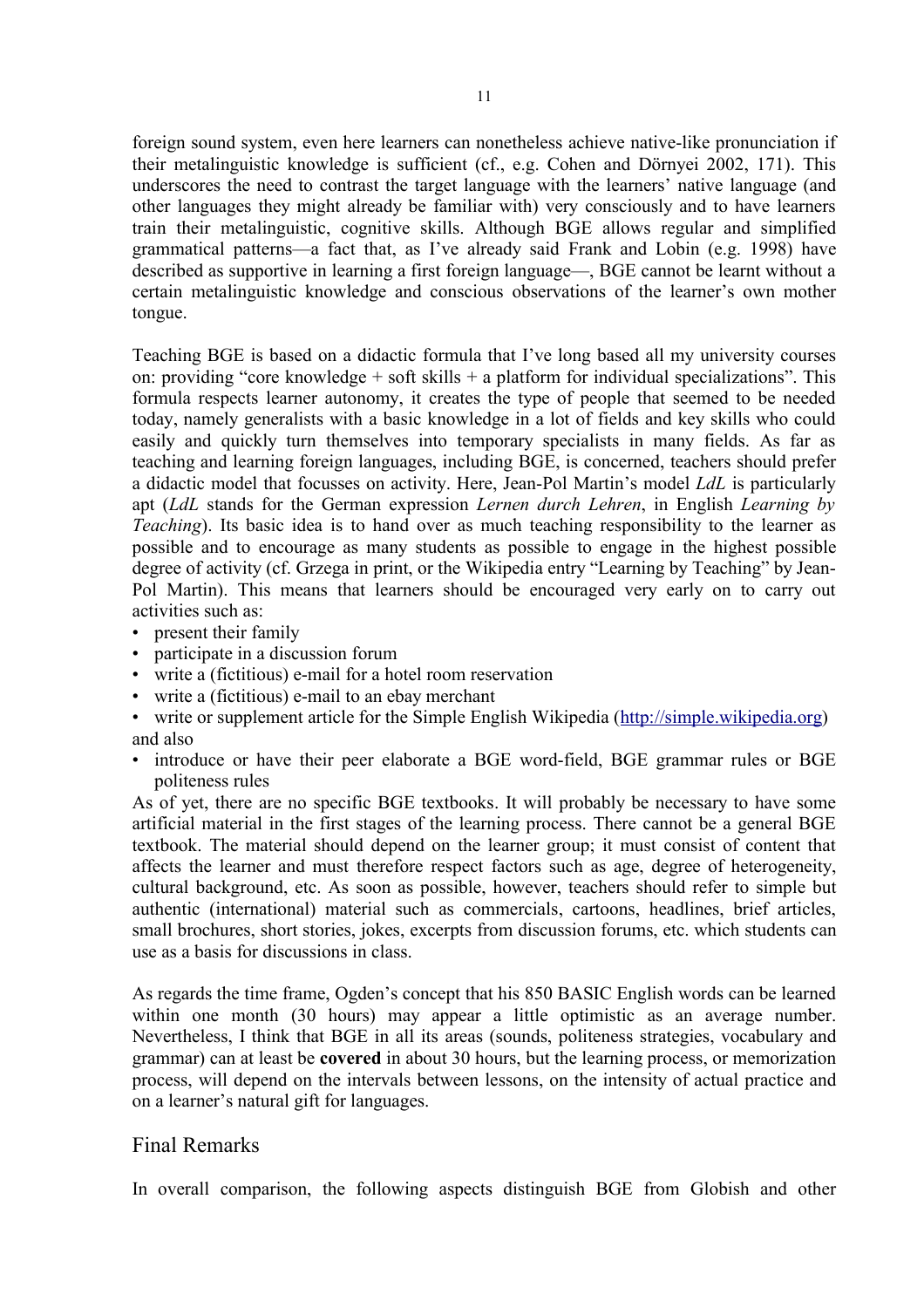foreign sound system, even here learners can nonetheless achieve native-like pronunciation if their metalinguistic knowledge is sufficient (cf., e.g. Cohen and Dörnyei 2002, 171). This underscores the need to contrast the target language with the learners' native language (and other languages they might already be familiar with) very consciously and to have learners train their metalinguistic, cognitive skills. Although BGE allows regular and simplified grammatical patterns—a fact that, as I've already said Frank and Lobin (e.g. 1998) have described as supportive in learning a first foreign language—, BGE cannot be learnt without a certain metalinguistic knowledge and conscious observations of the learner's own mother tongue.

Teaching BGE is based on a didactic formula that I've long based all my university courses on: providing "core knowledge + soft skills + a platform for individual specializations". This formula respects learner autonomy, it creates the type of people that seemed to be needed today, namely generalists with a basic knowledge in a lot of fields and key skills who could easily and quickly turn themselves into temporary specialists in many fields. As far as teaching and learning foreign languages, including BGE, is concerned, teachers should prefer a didactic model that focusses on activity. Here, Jean-Pol Martin's model *LdL* is particularly apt (*LdL* stands for the German expression *Lernen durch Lehren*, in English *Learning by Teaching*). Its basic idea is to hand over as much teaching responsibility to the learner as possible and to encourage as many students as possible to engage in the highest possible degree of activity (cf. Grzega in print, or the Wikipedia entry "Learning by Teaching" by Jean-Pol Martin). This means that learners should be encouraged very early on to carry out activities such as:

- present their family
- participate in a discussion forum
- write a (fictitious) e-mail for a hotel room reservation
- write a (fictitious) e-mail to an ebay merchant
- write or supplement article for the Simple English Wikipedia (http://simple.wikipedia.org)

and also

- introduce or have their peer elaborate a BGE word-field, BGE grammar rules or BGE politeness rules

As of yet, there are no specific BGE textbooks. It will probably be necessary to have some artificial material in the first stages of the learning process. There cannot be a general BGE textbook. The material should depend on the learner group; it must consist of content that affects the learner and must therefore respect factors such as age, degree of heterogeneity, cultural background, etc. As soon as possible, however, teachers should refer to simple but authentic (international) material such as commercials, cartoons, headlines, brief articles, small brochures, short stories, jokes, excerpts from discussion forums, etc. which students can use as a basis for discussions in class.

As regards the time frame, Ogden's concept that his 850 BASIC English words can be learned within one month (30 hours) may appear a little optimistic as an average number. Nevertheless, I think that BGE in all its areas (sounds, politeness strategies, vocabulary and grammar) can at least be **covered** in about 30 hours, but the learning process, or memorization process, will depend on the intervals between lessons, on the intensity of actual practice and on a learner's natural gift for languages.

## Final Remarks

In overall comparison, the following aspects distinguish BGE from Globish and other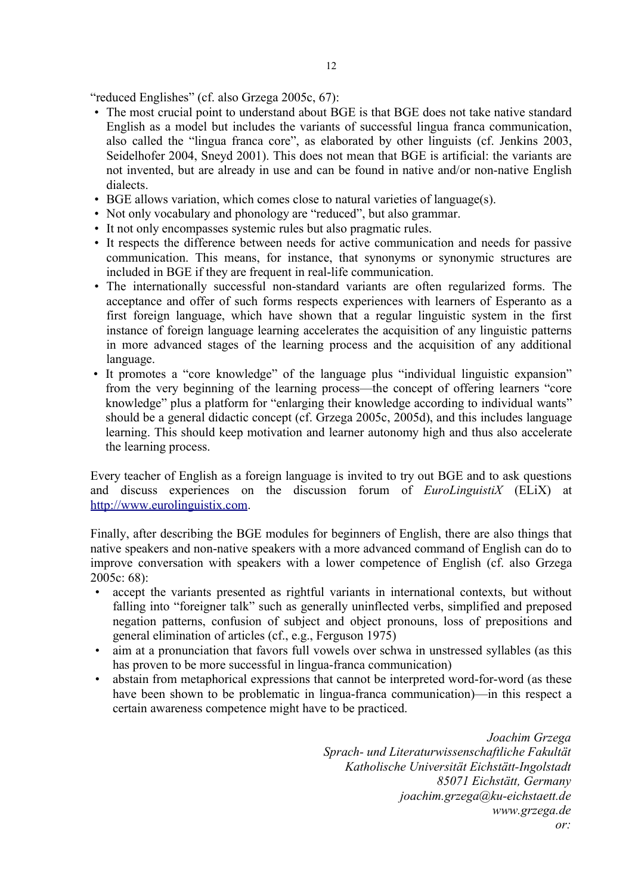"reduced Englishes" (cf. also Grzega 2005c, 67):

- The most crucial point to understand about BGE is that BGE does not take native standard English as a model but includes the variants of successful lingua franca communication, also called the "lingua franca core", as elaborated by other linguists (cf. Jenkins 2003, Seidelhofer 2004, Sneyd 2001). This does not mean that BGE is artificial: the variants are not invented, but are already in use and can be found in native and/or non-native English dialects.
- BGE allows variation, which comes close to natural varieties of language(s).
- Not only vocabulary and phonology are "reduced", but also grammar.
- It not only encompasses systemic rules but also pragmatic rules.
- It respects the difference between needs for active communication and needs for passive communication. This means, for instance, that synonyms or synonymic structures are included in BGE if they are frequent in real-life communication.
- The internationally successful non-standard variants are often regularized forms. The acceptance and offer of such forms respects experiences with learners of Esperanto as a first foreign language, which have shown that a regular linguistic system in the first instance of foreign language learning accelerates the acquisition of any linguistic patterns in more advanced stages of the learning process and the acquisition of any additional language.
- It promotes a "core knowledge" of the language plus "individual linguistic expansion" from the very beginning of the learning process—the concept of offering learners "core knowledge" plus a platform for "enlarging their knowledge according to individual wants" should be a general didactic concept (cf. Grzega 2005c, 2005d), and this includes language learning. This should keep motivation and learner autonomy high and thus also accelerate the learning process.

Every teacher of English as a foreign language is invited to try out BGE and to ask questions and discuss experiences on the discussion forum of *EuroLinguistiX* (ELiX) at http://www.eurolinguistix.com.

Finally, after describing the BGE modules for beginners of English, there are also things that native speakers and non-native speakers with a more advanced command of English can do to improve conversation with speakers with a lower competence of English (cf. also Grzega 2005c: 68):

- accept the variants presented as rightful variants in international contexts, but without falling into "foreigner talk" such as generally uninflected verbs, simplified and preposed negation patterns, confusion of subject and object pronouns, loss of prepositions and general elimination of articles (cf., e.g., Ferguson 1975)
- aim at a pronunciation that favors full vowels over schwa in unstressed syllables (as this has proven to be more successful in lingua-franca communication)
- abstain from metaphorical expressions that cannot be interpreted word-for-word (as these have been shown to be problematic in lingua-franca communication)—in this respect a certain awareness competence might have to be practiced.

*Joachim Grzega*
*Sprach- und Literaturwissenschaftliche Fakultät*
*Katholische Universität Eichstätt-Ingolstadt*
*85071 Eichstätt, Germany*
*joachim.grzega@ku-eichstaett.de*
*www.grzega.de*
*or:*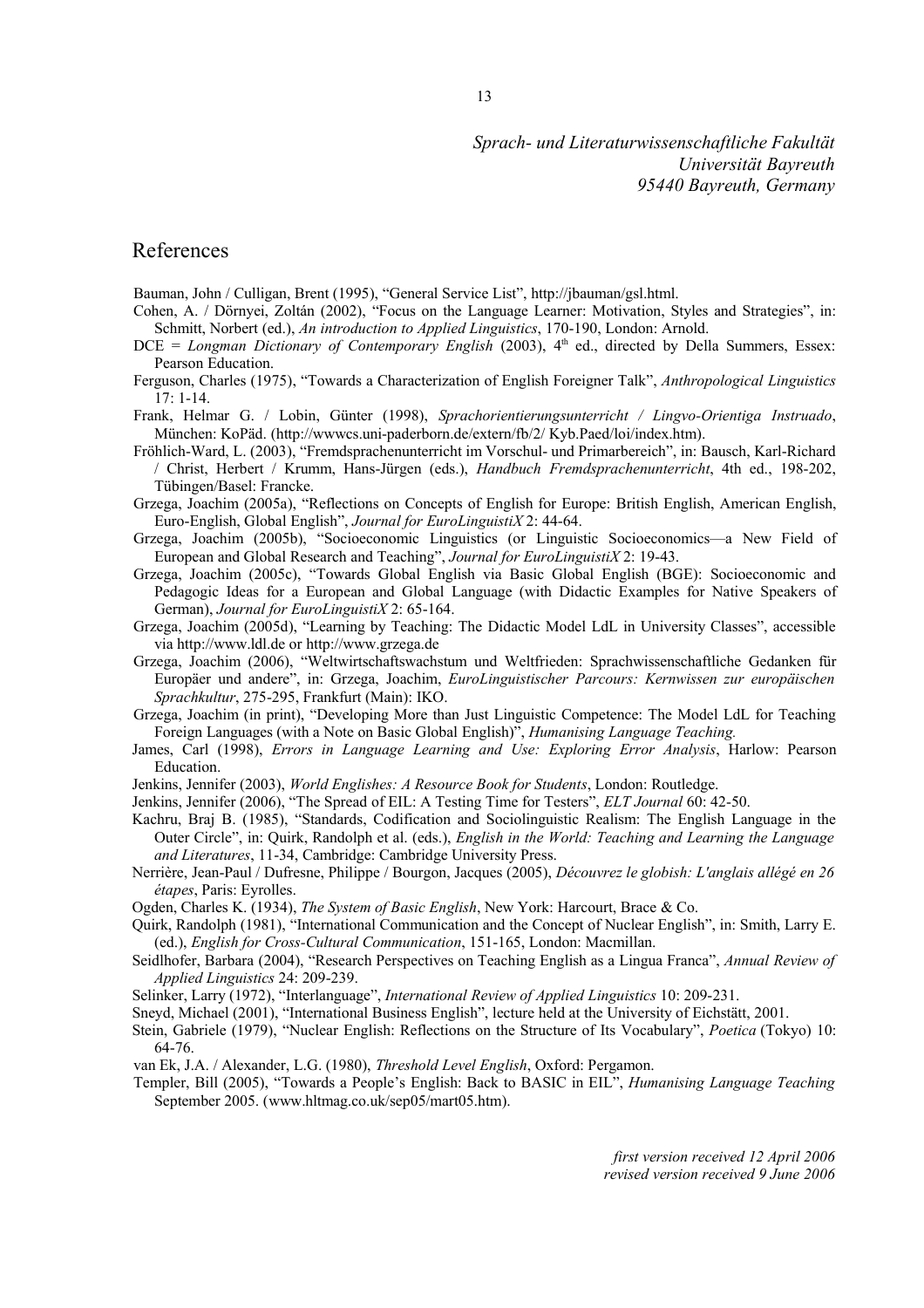*Sprach- und Literaturwissenschaftliche Fakultät*
*Universität Bayreuth*
*95440 Bayreuth, Germany*

# References

Bauman, John / Culligan, Brent (1995), "General Service List", http://jbauman/gsl.html.

Cohen, A. / Dörnyei, Zoltán (2002), "Focus on the Language Learner: Motivation, Styles and Strategies", in: Schmitt, Norbert (ed.), *An introduction to Applied Linguistics*, 170-190, London: Arnold.

DCE = *Longman Dictionary of Contemporary English* (2003), 4th ed., directed by Della Summers, Essex: Pearson Education.

Ferguson, Charles (1975), "Towards a Characterization of English Foreigner Talk", *Anthropological Linguistics* 17: 1-14.

Frank, Helmar G. / Lobin, Günter (1998), *Sprachorientierungsunterricht / Lingvo-Orientiga Instruado*, München: KoPäd. (http://wwwcs.uni-paderborn.de/extern/fb/2/ Kyb.Paed/loi/index.htm).

Fröhlich-Ward, L. (2003), "Fremdsprachenunterricht im Vorschul- und Primarbereich", in: Bausch, Karl-Richard / Christ, Herbert / Krumm, Hans-Jürgen (eds.), *Handbuch Fremdsprachenunterricht*, 4th ed., 198-202, Tübingen/Basel: Francke.

Grzega, Joachim (2005a), "Reflections on Concepts of English for Europe: British English, American English, Euro-English, Global English", *Journal for EuroLinguistiX* 2: 44-64.

Grzega, Joachim (2005b), "Socioeconomic Linguistics (or Linguistic Socioeconomics—a New Field of European and Global Research and Teaching", *Journal for EuroLinguistiX* 2: 19-43.

Grzega, Joachim (2005c), "Towards Global English via Basic Global English (BGE): Socioeconomic and Pedagogic Ideas for a European and Global Language (with Didactic Examples for Native Speakers of German), *Journal for EuroLinguistiX* 2: 65-164.

Grzega, Joachim (2005d), "Learning by Teaching: The Didactic Model LdL in University Classes", accessible via http://www.ldl.de or http://www.grzega.de

Grzega, Joachim (2006), "Weltwirtschaftswachstum und Weltfrieden: Sprachwissenschaftliche Gedanken für Europäer und andere", in: Grzega, Joachim, *EuroLinguistischer Parcours: Kernwissen zur europäischen Sprachkultur*, 275-295, Frankfurt (Main): IKO.

Grzega, Joachim (in print), "Developing More than Just Linguistic Competence: The Model LdL for Teaching Foreign Languages (with a Note on Basic Global English)", *Humanising Language Teaching.*

James, Carl (1998), *Errors in Language Learning and Use: Exploring Error Analysis*, Harlow: Pearson Education.

Jenkins, Jennifer (2003), *World Englishes: A Resource Book for Students*, London: Routledge.

Jenkins, Jennifer (2006), "The Spread of EIL: A Testing Time for Testers", *ELT Journal* 60: 42-50.

Kachru, Braj B. (1985), "Standards, Codification and Sociolinguistic Realism: The English Language in the Outer Circle", in: Quirk, Randolph et al. (eds.), *English in the World: Teaching and Learning the Language and Literatures*, 11-34, Cambridge: Cambridge University Press.

Nerrière, Jean-Paul / Dufresne, Philippe / Bourgon, Jacques (2005), *Découvrez le globish: L'anglais allégé en 26 étapes*, Paris: Eyrolles.

Ogden, Charles K. (1934), *The System of Basic English*, New York: Harcourt, Brace & Co.

Quirk, Randolph (1981), "International Communication and the Concept of Nuclear English", in: Smith, Larry E. (ed.), *English for Cross-Cultural Communication*, 151-165, London: Macmillan.

Seidlhofer, Barbara (2004), "Research Perspectives on Teaching English as a Lingua Franca", *Annual Review of Applied Linguistics* 24: 209-239.

Selinker, Larry (1972), "Interlanguage", *International Review of Applied Linguistics* 10: 209-231.

Sneyd, Michael (2001), "International Business English", lecture held at the University of Eichstätt, 2001.

Stein, Gabriele (1979), "Nuclear English: Reflections on the Structure of Its Vocabulary", *Poetica* (Tokyo) 10: 64-76.

van Ek, J.A. / Alexander, L.G. (1980), *Threshold Level English*, Oxford: Pergamon.

Templer, Bill (2005), "Towards a People's English: Back to BASIC in EIL", *Humanising Language Teaching* September 2005. (www.hltmag.co.uk/sep05/mart05.htm).

*first version received 12 April 2006*
*revised version received 9 June 2006*